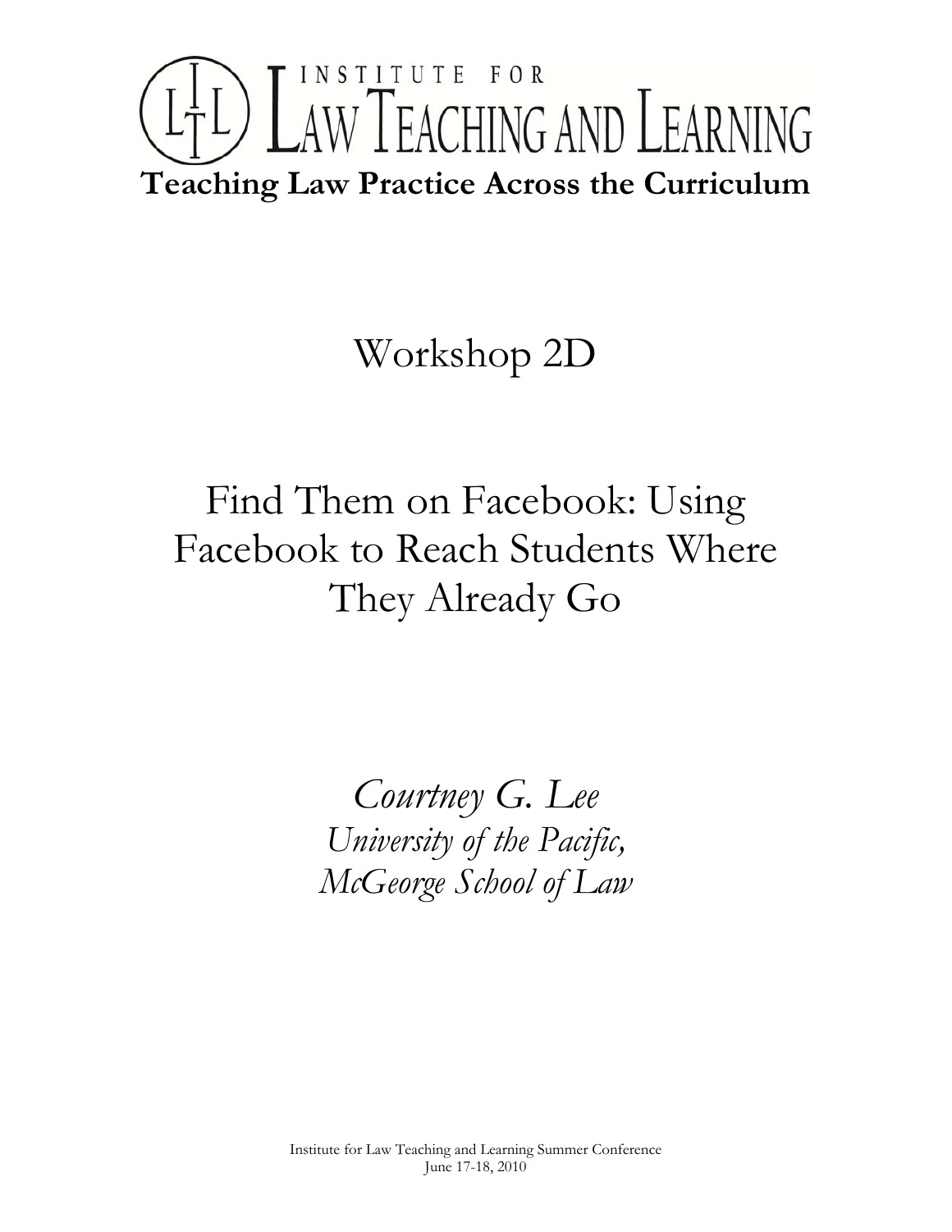# INSTITUTE FOR LAW TEACHING AND LEARNING

**Teaching Law Practice Across the Curriculum**

## Workshop 2D

## Find Them on Facebook: Using Facebook to Reach Students Where They Already Go

*Courtney G. Lee*
*University of the Pacific,*
*McGeorge School of Law*

Institute for Law Teaching and Learning Summer Conference
June 17-18, 2010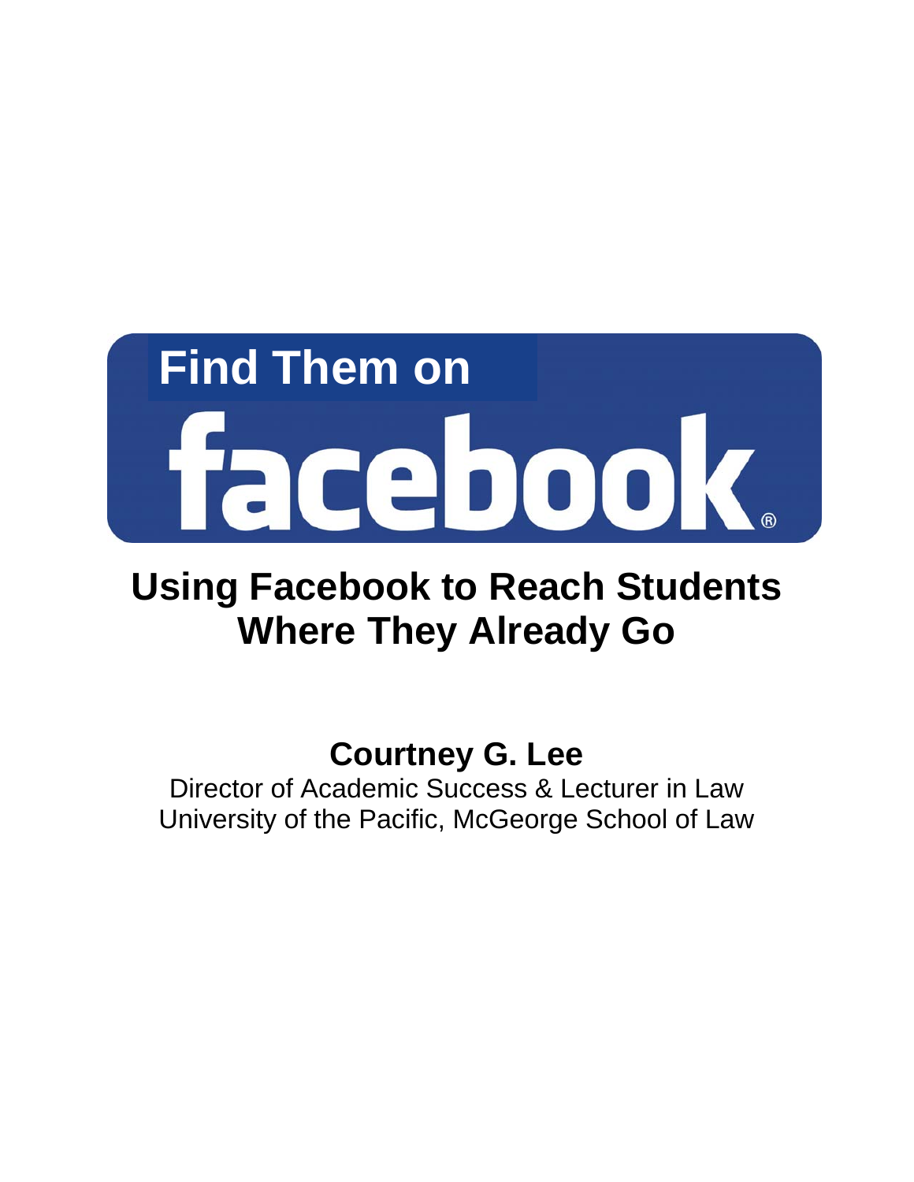# Find Them on facebook

## Using Facebook to Reach Students Where They Already Go

**Courtney G. Lee**

Director of Academic Success & Lecturer in Law
University of the Pacific, McGeorge School of Law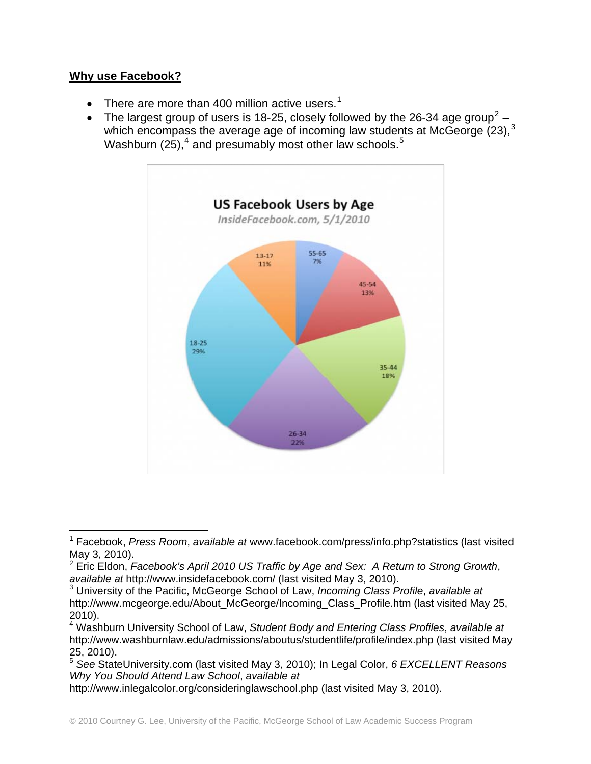**Why use Facebook?**

- There are more than 400 million active users.[1]
- The largest group of users is 18-25, closely followed by the 26-34 age group[2] – which encompass the average age of incoming law students at McGeorge (23),[3] Washburn (25),[4] and presumably most other law schools.[5]

**US Facebook Users by Age**

*InsideFacebook.com, 5/1/2010*

| Age | Percentage |
|---|---|
| 13-17 | 11% |
| 18-25 | 29% |
| 26-34 | 22% |
| 35-44 | 18% |
| 45-54 | 13% |
| 55-65 | 7% |

---

[1] Facebook, *Press Room*, *available at* www.facebook.com/press/info.php?statistics (last visited May 3, 2010).

[2] Eric Eldon, *Facebook's April 2010 US Traffic by Age and Sex: A Return to Strong Growth*, *available at* http://www.insidefacebook.com/ (last visited May 3, 2010).

[3] University of the Pacific, McGeorge School of Law, *Incoming Class Profile*, *available at* http://www.mcgeorge.edu/About_McGeorge/Incoming_Class_Profile.htm (last visited May 25, 2010).

[4] Washburn University School of Law, *Student Body and Entering Class Profiles*, *available at* http://www.washburnlaw.edu/admissions/aboutus/studentlife/profile/index.php (last visited May 25, 2010).

[5] *See* StateUniversity.com (last visited May 3, 2010); In Legal Color, *6 EXCELLENT Reasons Why You Should Attend Law School*, *available at* http://www.inlegalcolor.org/consideringlawschool.php (last visited May 3, 2010).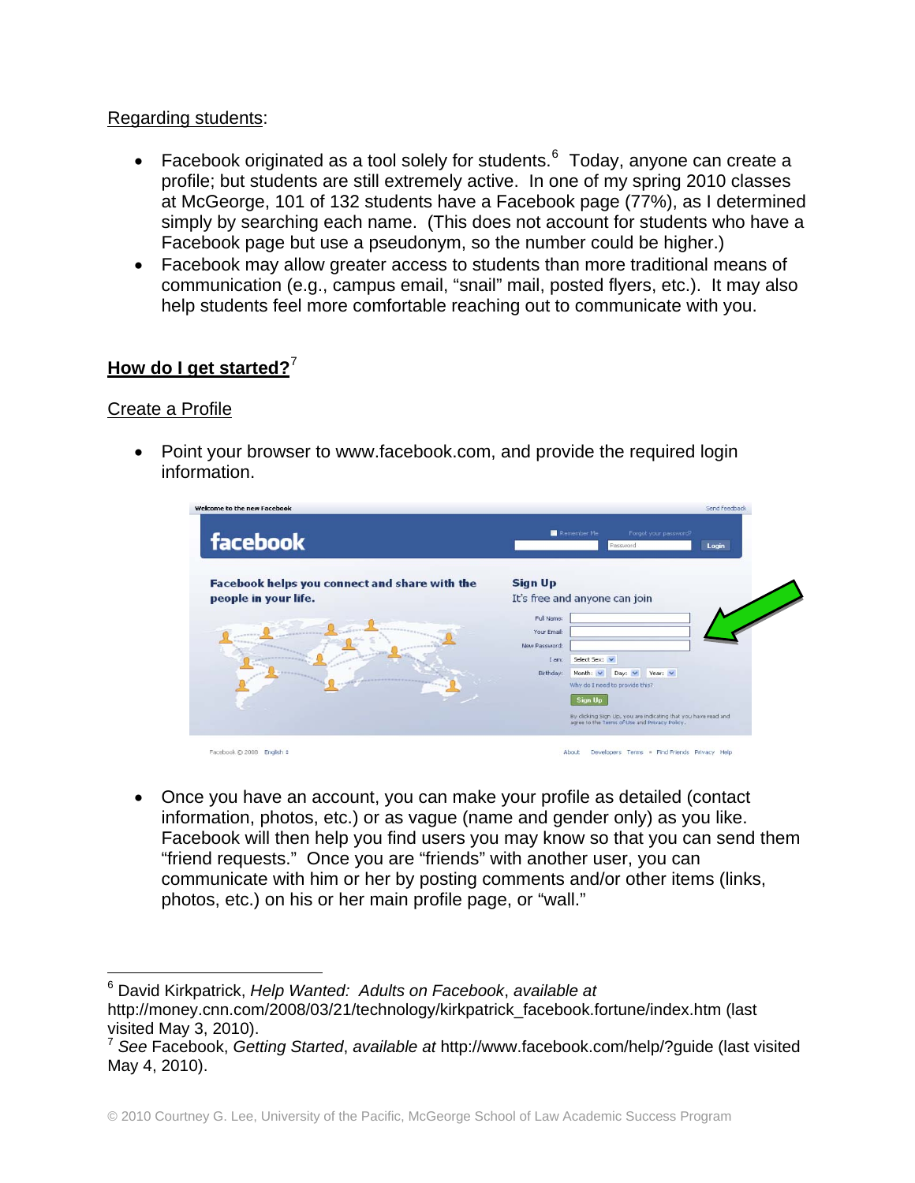Regarding students:

- Facebook originated as a tool solely for students.[6] Today, anyone can create a profile; but students are still extremely active. In one of my spring 2010 classes at McGeorge, 101 of 132 students have a Facebook page (77%), as I determined simply by searching each name. (This does not account for students who have a Facebook page but use a pseudonym, so the number could be higher.)
- Facebook may allow greater access to students than more traditional means of communication (e.g., campus email, "snail" mail, posted flyers, etc.). It may also help students feel more comfortable reaching out to communicate with you.

## How do I get started?[7]

Create a Profile

- Point your browser to www.facebook.com, and provide the required login information.

- Once you have an account, you can make your profile as detailed (contact information, photos, etc.) or as vague (name and gender only) as you like. Facebook will then help you find users you may know so that you can send them "friend requests." Once you are "friends" with another user, you can communicate with him or her by posting comments and/or other items (links, photos, etc.) on his or her main profile page, or "wall."

---

[6] David Kirkpatrick, *Help Wanted: Adults on Facebook*, *available at* http://money.cnn.com/2008/03/21/technology/kirkpatrick_facebook.fortune/index.htm (last visited May 3, 2010).

[7] *See* Facebook, *Getting Started*, *available at* http://www.facebook.com/help/?guide (last visited May 4, 2010).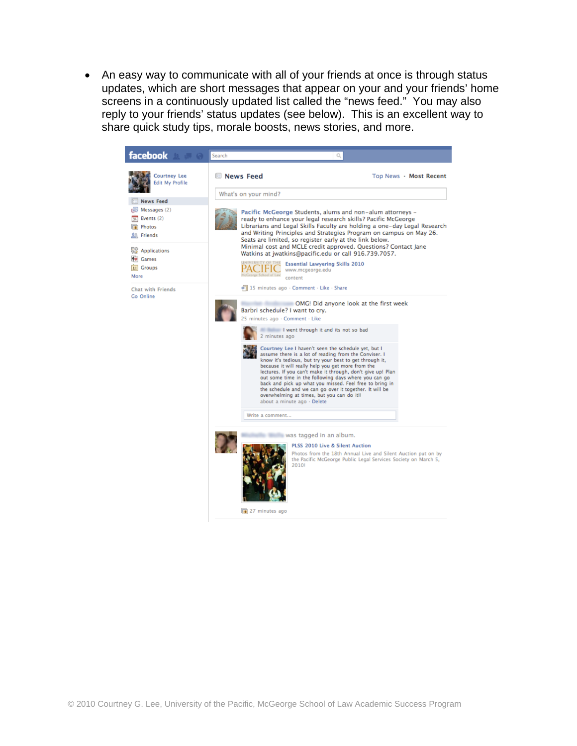- An easy way to communicate with all of your friends at once is through status updates, which are short messages that appear on your and your friends' home screens in a continuously updated list called the "news feed." You may also reply to your friends' status updates (see below). This is an excellent way to share quick study tips, morale boosts, news stories, and more.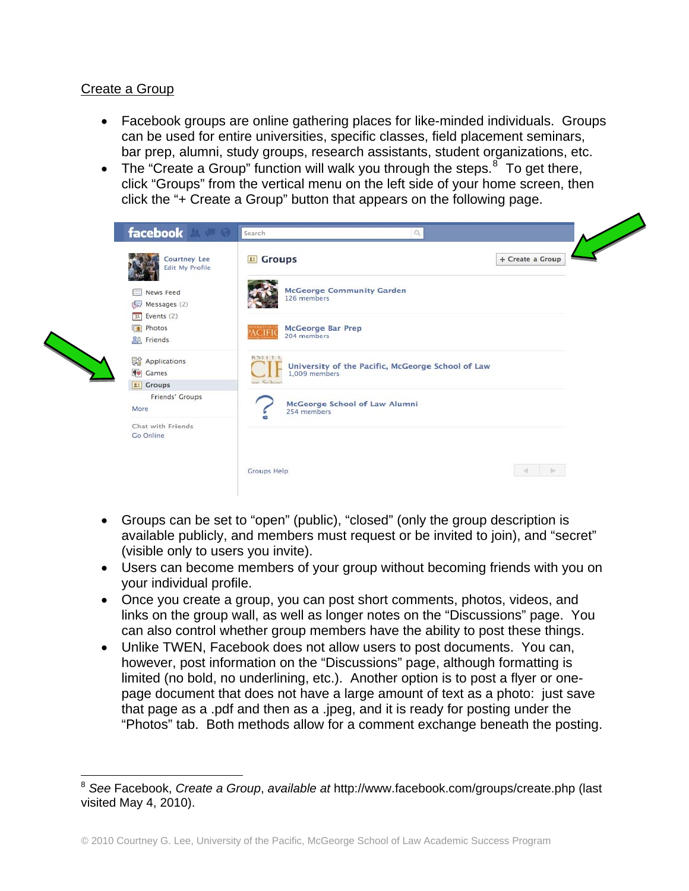## Create a Group

- Facebook groups are online gathering places for like-minded individuals. Groups can be used for entire universities, specific classes, field placement seminars, bar prep, alumni, study groups, research assistants, student organizations, etc.
- The "Create a Group" function will walk you through the steps.[8] To get there, click "Groups" from the vertical menu on the left side of your home screen, then click the "+ Create a Group" button that appears on the following page.

- Groups can be set to "open" (public), "closed" (only the group description is available publicly, and members must request or be invited to join), and "secret" (visible only to users you invite).
- Users can become members of your group without becoming friends with you on your individual profile.
- Once you create a group, you can post short comments, photos, videos, and links on the group wall, as well as longer notes on the "Discussions" page. You can also control whether group members have the ability to post these things.
- Unlike TWEN, Facebook does not allow users to post documents. You can, however, post information on the "Discussions" page, although formatting is limited (no bold, no underlining, etc.). Another option is to post a flyer or one-page document that does not have a large amount of text as a photo: just save that page as a .pdf and then as a .jpeg, and it is ready for posting under the "Photos" tab. Both methods allow for a comment exchange beneath the posting.

---

[8] *See* Facebook, *Create a Group*, *available at* http://www.facebook.com/groups/create.php (last visited May 4, 2010).

© 2010 Courtney G. Lee, University of the Pacific, McGeorge School of Law Academic Success Program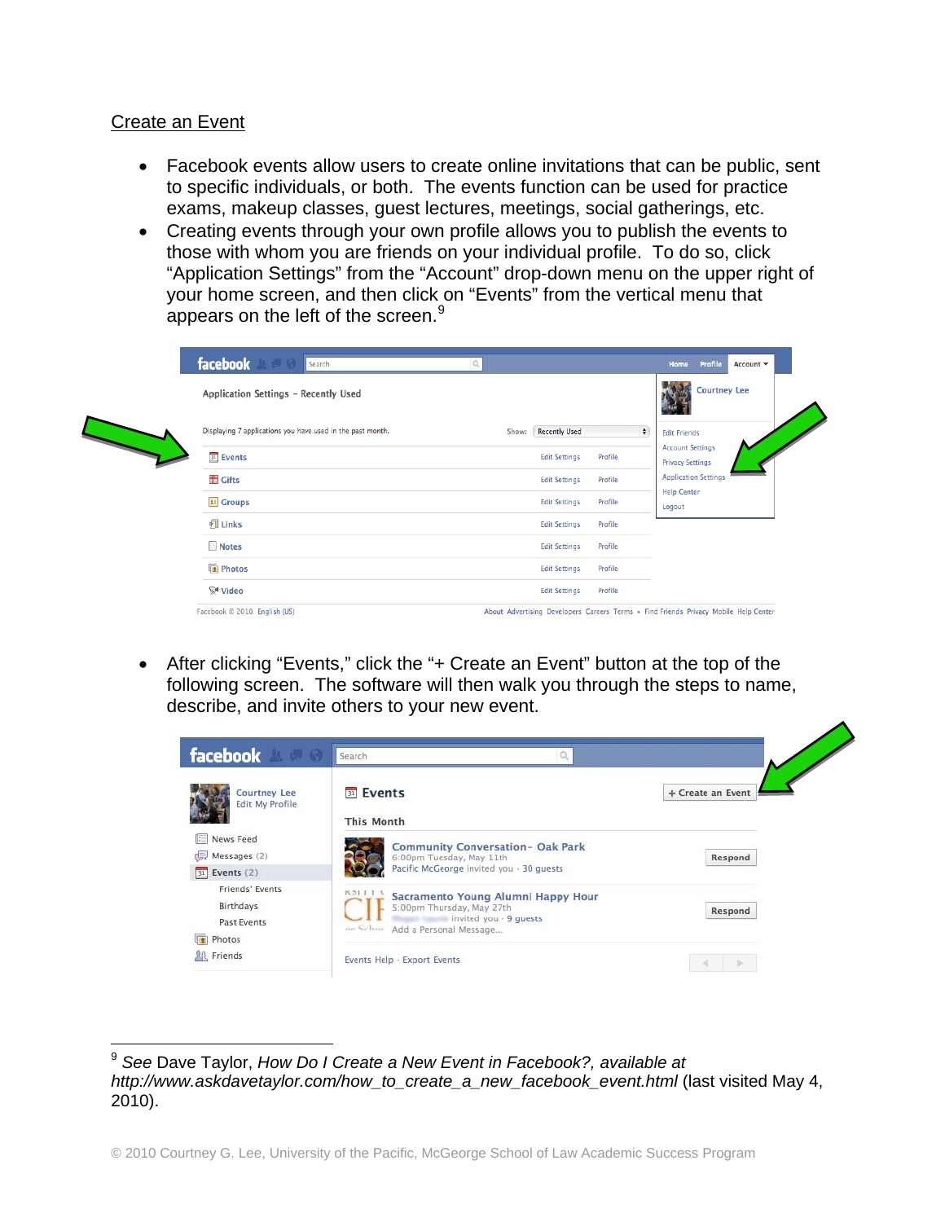## Create an Event

- Facebook events allow users to create online invitations that can be public, sent to specific individuals, or both. The events function can be used for practice exams, makeup classes, guest lectures, meetings, social gatherings, etc.
- Creating events through your own profile allows you to publish the events to those with whom you are friends on your individual profile. To do so, click "Application Settings" from the "Account" drop-down menu on the upper right of your home screen, and then click on "Events" from the vertical menu that appears on the left of the screen.[9]

- After clicking "Events," click the "+ Create an Event" button at the top of the following screen. The software will then walk you through the steps to name, describe, and invite others to your new event.

---

[9] *See* Dave Taylor, *How Do I Create a New Event in Facebook?, available at http://www.askdavetaylor.com/how_to_create_a_new_facebook_event.html* (last visited May 4, 2010).

© 2010 Courtney G. Lee, University of the Pacific, McGeorge School of Law Academic Success Program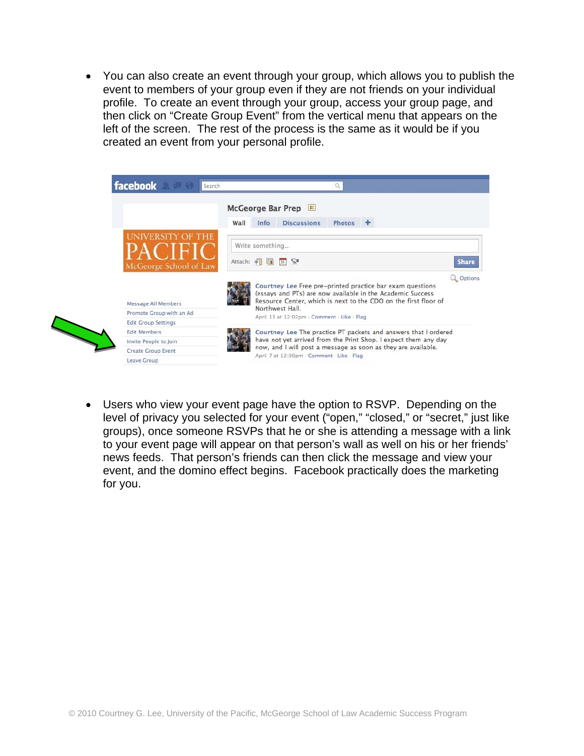- You can also create an event through your group, which allows you to publish the event to members of your group even if they are not friends on your individual profile. To create an event through your group, access your group page, and then click on "Create Group Event" from the vertical menu that appears on the left of the screen. The rest of the process is the same as it would be if you created an event from your personal profile.

- Users who view your event page have the option to RSVP. Depending on the level of privacy you selected for your event ("open," "closed," or "secret," just like groups), once someone RSVPs that he or she is attending a message with a link to your event page will appear on that person's wall as well on his or her friends' news feeds. That person's friends can then click the message and view your event, and the domino effect begins. Facebook practically does the marketing for you.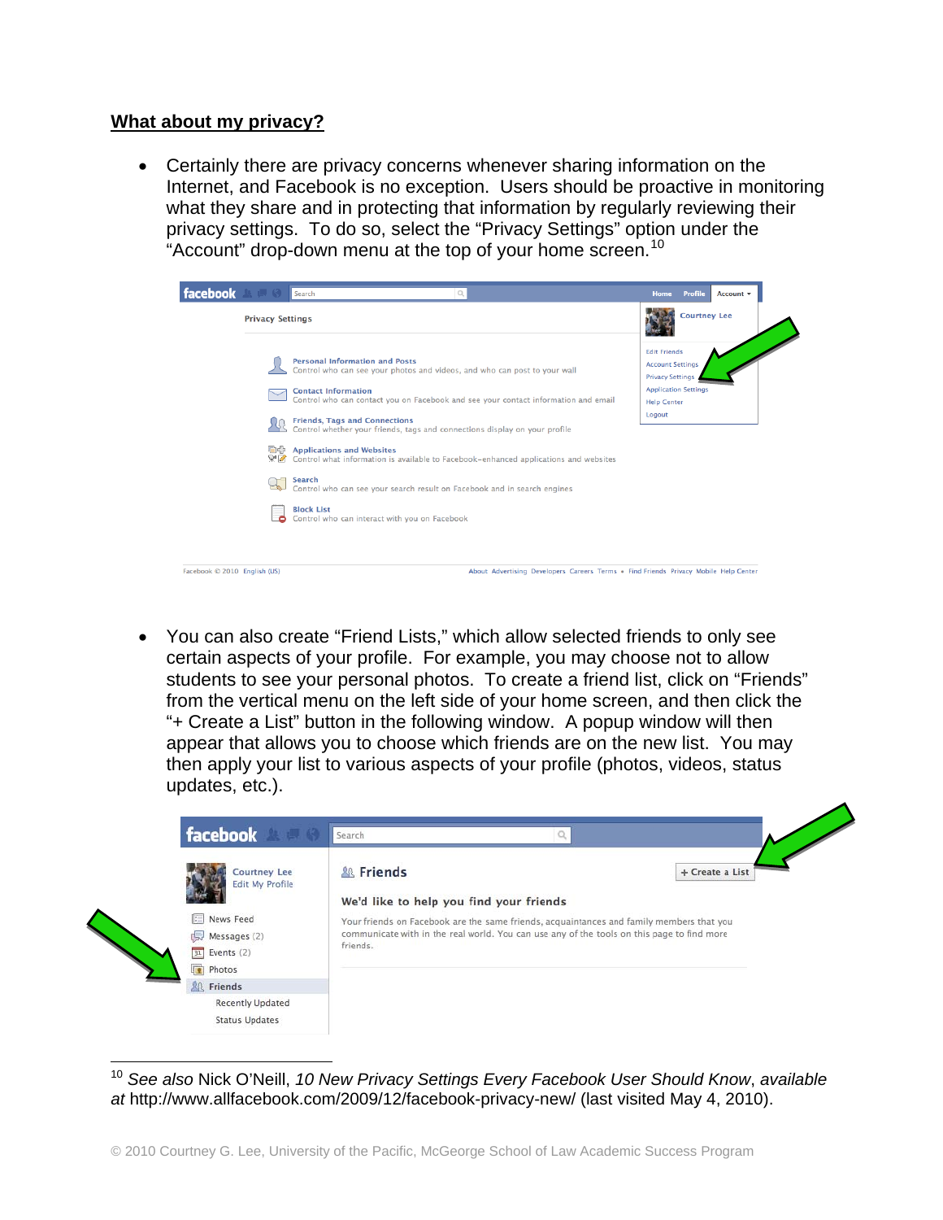## What about my privacy?

- Certainly there are privacy concerns whenever sharing information on the Internet, and Facebook is no exception. Users should be proactive in monitoring what they share and in protecting that information by regularly reviewing their privacy settings. To do so, select the "Privacy Settings" option under the "Account" drop-down menu at the top of your home screen.[10]

- You can also create "Friend Lists," which allow selected friends to only see certain aspects of your profile. For example, you may choose not to allow students to see your personal photos. To create a friend list, click on "Friends" from the vertical menu on the left side of your home screen, and then click the "+ Create a List" button in the following window. A popup window will then appear that allows you to choose which friends are on the new list. You may then apply your list to various aspects of your profile (photos, videos, status updates, etc.).

---

[10] *See also* Nick O'Neill, *10 New Privacy Settings Every Facebook User Should Know*, *available at* http://www.allfacebook.com/2009/12/facebook-privacy-new/ (last visited May 4, 2010).

© 2010 Courtney G. Lee, University of the Pacific, McGeorge School of Law Academic Success Program